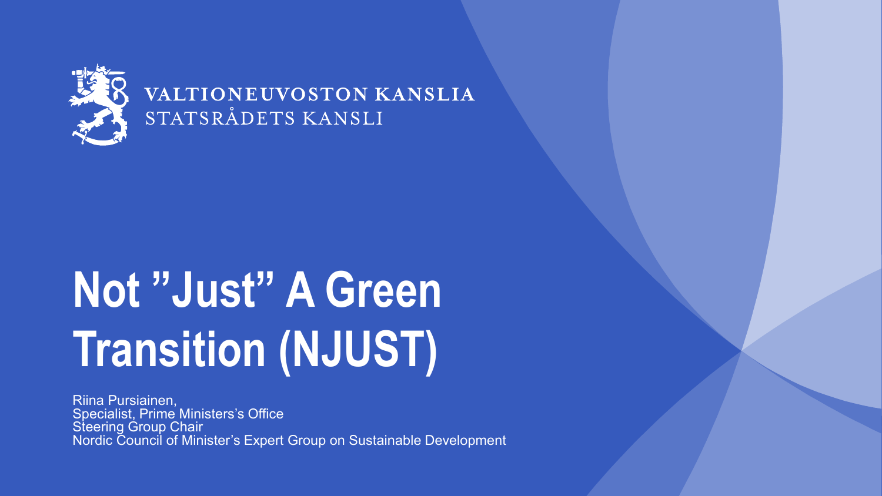VALTIONEUVOSTON KANSLIA
STATSRÅDETS KANSLI

# Not ”Just” A Green Transition (NJUST)

Riina Pursiainen,
Specialist, Prime Ministers's Office
Steering Group Chair
Nordic Council of Minister's Expert Group on Sustainable Development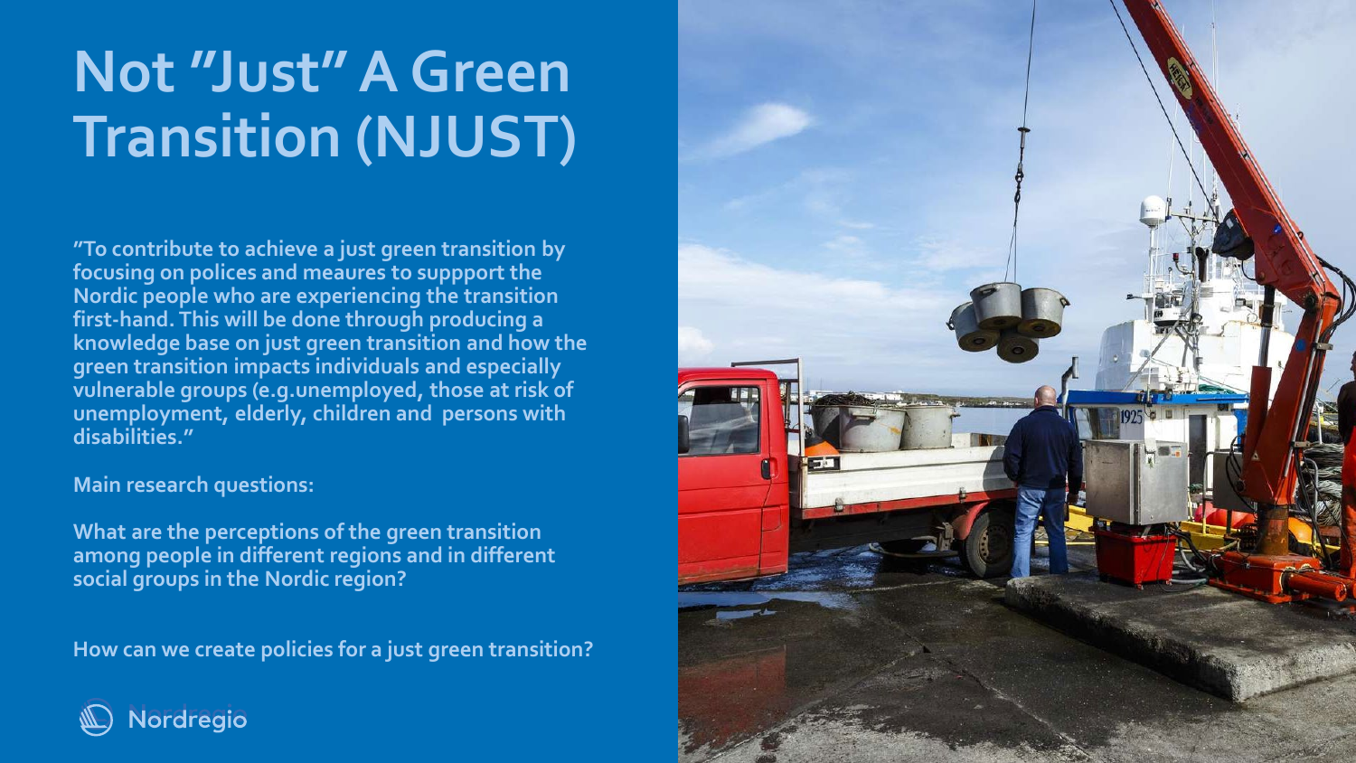# Not "Just" A Green Transition (NJUST)

"To contribute to achieve a just green transition by focusing on polices and meaures to suppport the Nordic people who are experiencing the transition first-hand. This will be done through producing a knowledge base on just green transition and how the green transition impacts individuals and especially vulnerable groups (e.g.unemployed, those at risk of unemployment, elderly, children and persons with disabilities."

Main research questions:

What are the perceptions of the green transition among people in different regions and in different social groups in the Nordic region?

How can we create policies for a just green transition?

Nordregio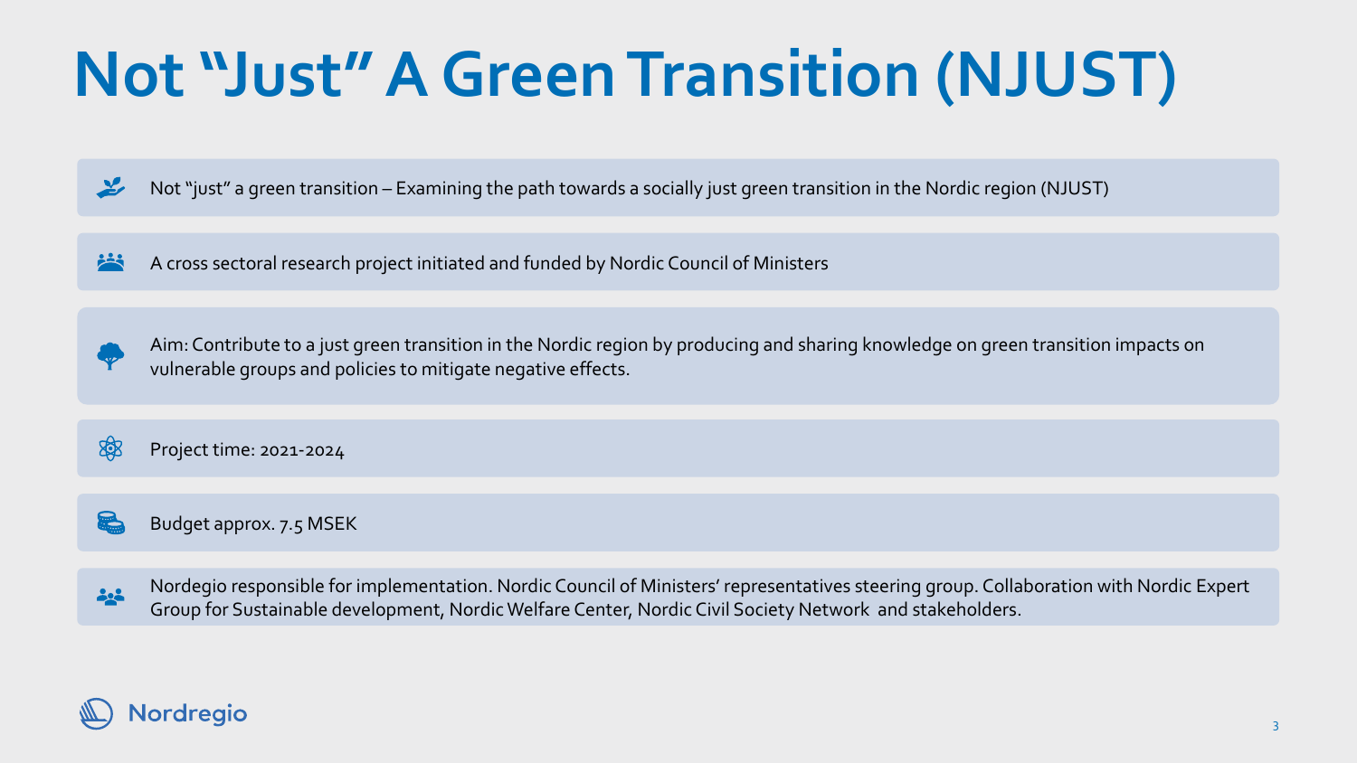# Not "Just" A Green Transition (NJUST)

- Not "just" a green transition – Examining the path towards a socially just green transition in the Nordic region (NJUST)
- A cross sectoral research project initiated and funded by Nordic Council of Ministers
- Aim: Contribute to a just green transition in the Nordic region by producing and sharing knowledge on green transition impacts on vulnerable groups and policies to mitigate negative effects.
- Project time: 2021-2024
- Budget approx. 7.5 MSEK
- Nordegio responsible for implementation. Nordic Council of Ministers' representatives steering group. Collaboration with Nordic Expert Group for Sustainable development, Nordic Welfare Center, Nordic Civil Society Network and stakeholders.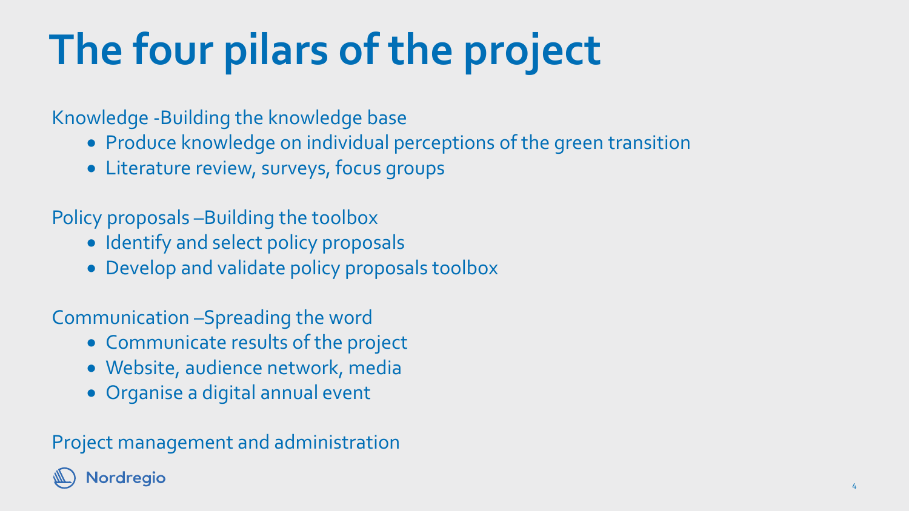# The four pilars of the project

Knowledge -Building the knowledge base

- Produce knowledge on individual perceptions of the green transition
- Literature review, surveys, focus groups

Policy proposals –Building the toolbox

- Identify and select policy proposals
- Develop and validate policy proposals toolbox

Communication –Spreading the word

- Communicate results of the project
- Website, audience network, media
- Organise a digital annual event

Project management and administration

Nordregio